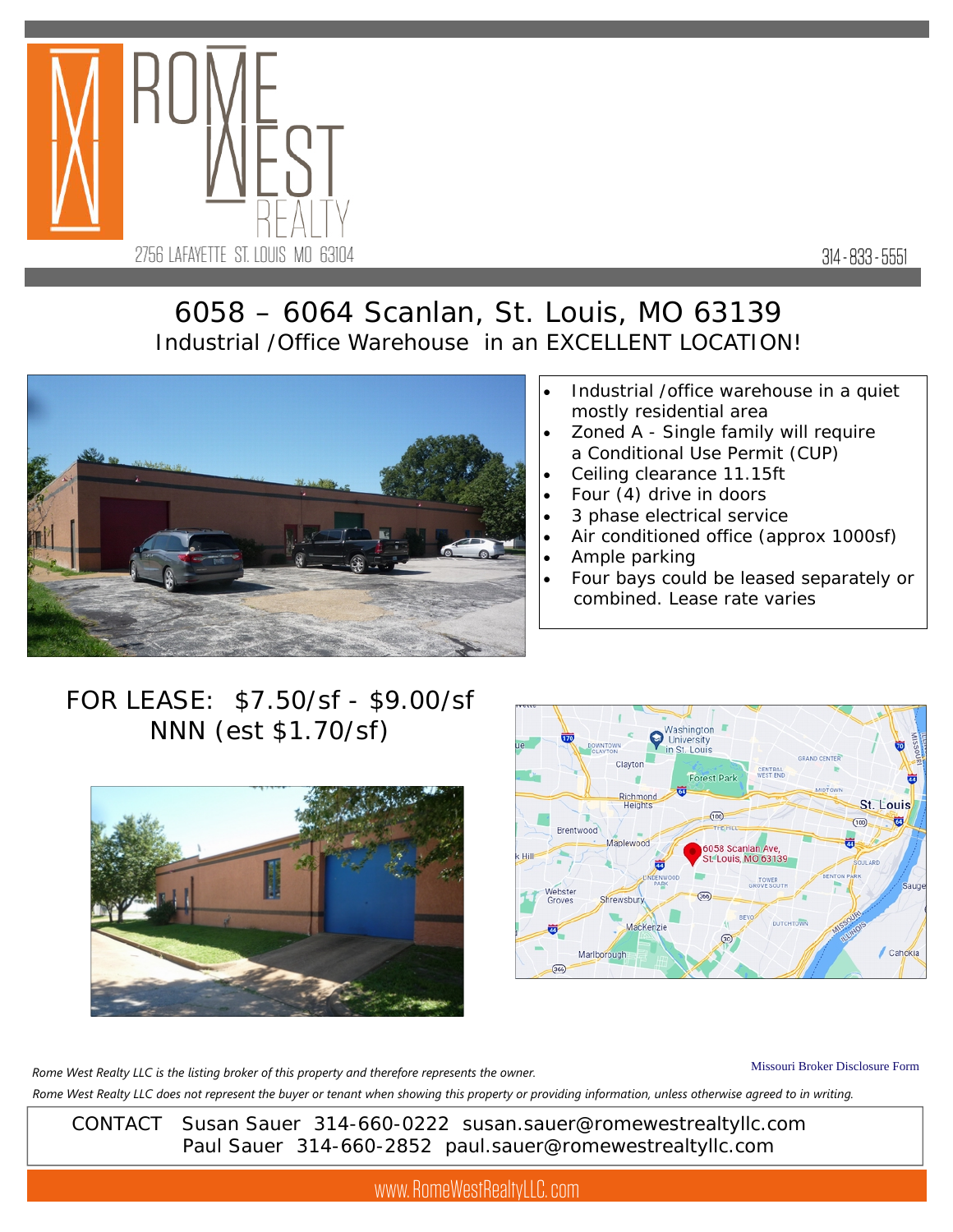ROME WEST REALTY

2756 LAFAYETTE ST. LOUIS MO 63104

314-833-5551

# 6058 – 6064 Scanlan, St. Louis, MO 63139

## Industrial /Office Warehouse in an EXCELLENT LOCATION!

- Industrial /office warehouse in a quiet mostly residential area
- Zoned A - Single family will require a Conditional Use Permit (CUP)
- Ceiling clearance 11.15ft
- Four (4) drive in doors
- 3 phase electrical service
- Air conditioned office (approx 1000sf)
- Ample parking
- Four bays could be leased separately or combined. Lease rate varies

## FOR LEASE: $7.50/sf - $9.00/sf NNN (est $1.70/sf)

*Rome West Realty LLC is the listing broker of this property and therefore represents the owner.*

Missouri Broker Disclosure Form

*Rome West Realty LLC does not represent the buyer or tenant when showing this property or providing information, unless otherwise agreed to in writing.*

CONTACT Susan Sauer 314-660-0222 susan.sauer@romewestrealtyllc.com
Paul Sauer 314-660-2852 paul.sauer@romewestrealtyllc.com

www.RomeWestRealtyLLC.com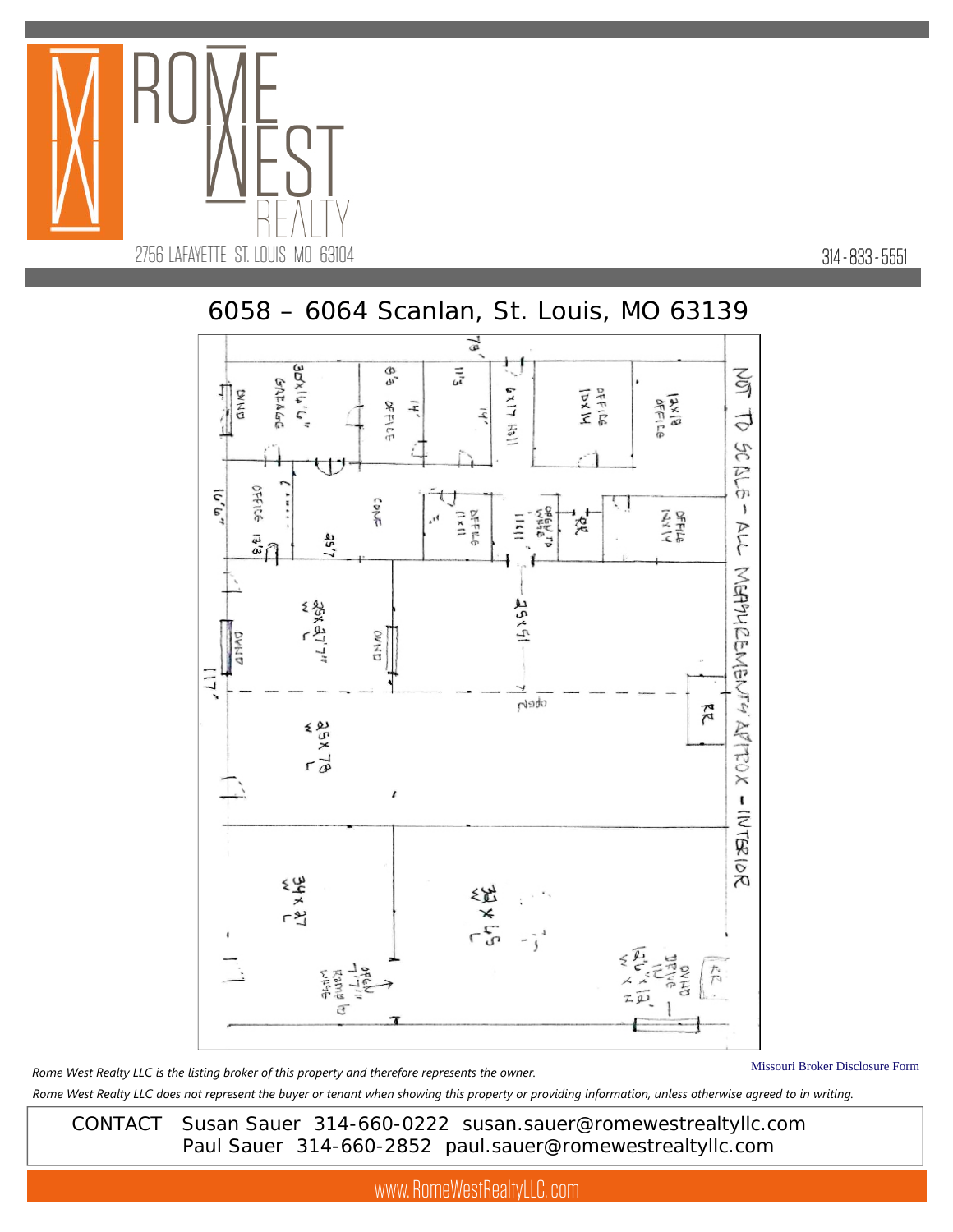ROME WEST REALTY

2756 LAFAYETTE ST. LOUIS MO 63104

314-833-5551

## 6058 – 6064 Scanlan, St. Louis, MO 63139

NOT TO SCALE – ALL MEASUREMENTS APPROX – INTERIOR

*Rome West Realty LLC is the listing broker of this property and therefore represents the owner.*

Missouri Broker Disclosure Form

*Rome West Realty LLC does not represent the buyer or tenant when showing this property or providing information, unless otherwise agreed to in writing.*

CONTACT Susan Sauer 314-660-0222 susan.sauer@romewestrealtyllc.com
Paul Sauer 314-660-2852 paul.sauer@romewestrealtyllc.com

www.RomeWestRealtyLLC.com